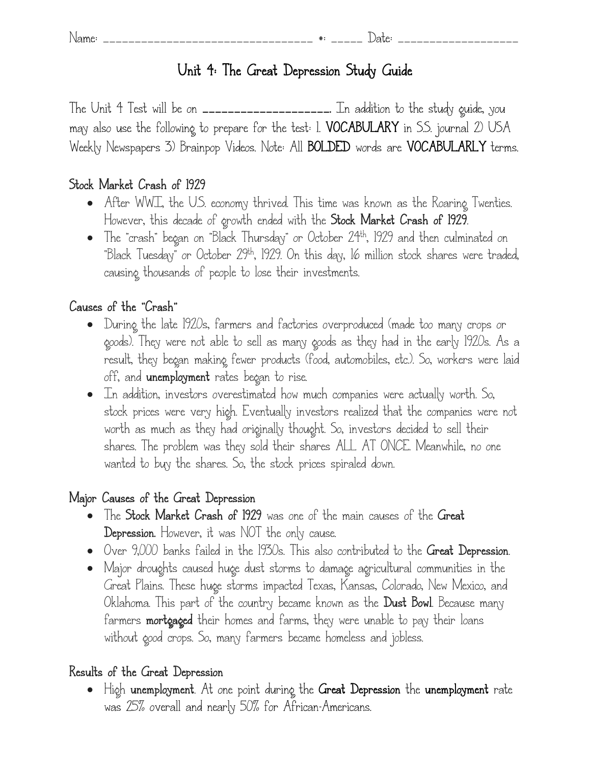Name: ________________________________ #: _____ Date: __________________

# Unit 4: The Great Depression Study Guide

The Unit 4 Test will be on ____________________. In addition to the study guide, you may also use the following to prepare for the test: 1. **VOCABULARY** in S.S. journal 2) USA Weekly Newspapers 3) Brainpop Videos. Note: All **BOLDED** words are **VOCABULARLY** terms.

## Stock Market Crash of 1929

- After WWI, the U.S. economy thrived. This time was known as the Roaring Twenties. However, this decade of growth ended with the **Stock Market Crash of 1929**.
- The "crash" began on "Black Thursday" or October 24th, 1929 and then culminated on "Black Tuesday" or October 29th, 1929. On this day, 16 million stock shares were traded, causing thousands of people to lose their investments.

## Causes of the "Crash"

- During the late 1920s, farmers and factories overproduced (made too many crops or goods). They were not able to sell as many goods as they had in the early 1920s. As a result, they began making fewer products (food, automobiles, etc.). So, workers were laid off, and **unemployment** rates began to rise.
- In addition, investors overestimated how much companies were actually worth. So, stock prices were very high. Eventually investors realized that the companies were not worth as much as they had originally thought. So, investors decided to sell their shares. The problem was they sold their shares ALL AT ONCE. Meanwhile, no one wanted to buy the shares. So, the stock prices spiraled down.

## Major Causes of the Great Depression

- The **Stock Market Crash of 1929** was one of the main causes of the **Great Depression.** However, it was NOT the only cause.
- Over 9,000 banks failed in the 1930s. This also contributed to the **Great Depression**.
- Major droughts caused huge dust storms to damage agricultural communities in the Great Plains. These huge storms impacted Texas, Kansas, Colorado, New Mexico, and Oklahoma. This part of the country became known as the **Dust Bowl**. Because many farmers **mortgaged** their homes and farms, they were unable to pay their loans without good crops. So, many farmers became homeless and jobless.

## Results of the Great Depression

- High **unemployment**. At one point during the **Great Depression** the **unemployment** rate was 25% overall and nearly 50% for African-Americans.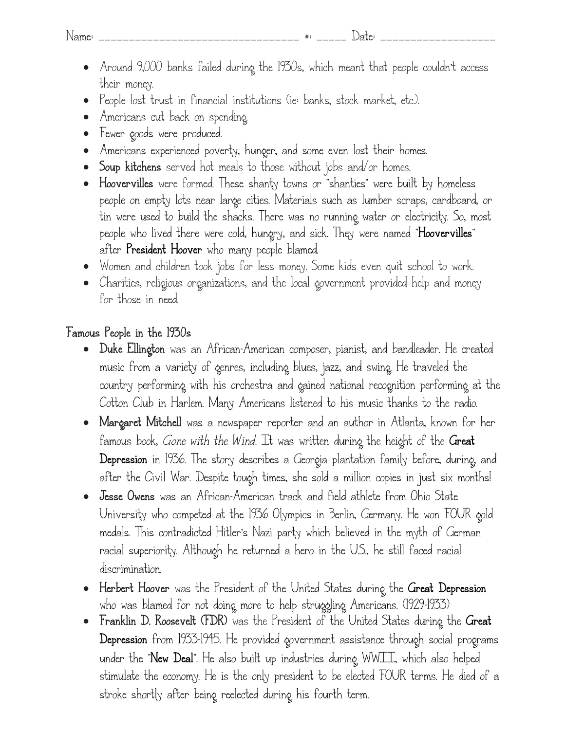Name: ___________________________________ #: _____ Date: ___________________

- Around 9,000 banks failed during the 1930s, which meant that people couldn't access their money.
- People lost trust in financial institutions (ie: banks, stock market, etc.).
- Americans cut back on spending.
- Fewer goods were produced.
- Americans experienced poverty, hunger, and some even lost their homes.
- **Soup kitchens** served hot meals to those without jobs and/or homes.
- **Hoovervilles** were formed. These shanty towns or "shanties" were built by homeless people on empty lots near large cities. Materials such as lumber scraps, cardboard, or tin were used to build the shacks. There was no running water or electricity. So, most people who lived there were cold, hungry, and sick. They were named "**Hoovervilles**" after **President Hoover** who many people blamed.
- Women and children took jobs for less money. Some kids even quit school to work.
- Charities, religious organizations, and the local government provided help and money for those in need.

## Famous People in the 1930s

- **Duke Ellington** was an African-American composer, pianist, and bandleader. He created music from a variety of genres, including blues, jazz, and swing. He traveled the country performing with his orchestra and gained national recognition performing at the Cotton Club in Harlem. Many Americans listened to his music thanks to the radio.
- **Margaret Mitchell** was a newspaper reporter and an author in Atlanta, known for her famous book, *Gone with the Wind*. It was written during the height of the **Great Depression** in 1936. The story describes a Georgia plantation family before, during, and after the Civil War. Despite tough times, she sold a million copies in just six months!
- **Jesse Owens** was an African-American track and field athlete from Ohio State University who competed at the 1936 Olympics in Berlin, Germany. He won FOUR gold medals. This contradicted Hitler's Nazi party which believed in the myth of German racial superiority. Although he returned a hero in the U.S., he still faced racial discrimination.
- **Herbert Hoover** was the President of the United States during the **Great Depression** who was blamed for not doing more to help struggling Americans. (1929-1933)
- **Franklin D. Roosevelt (FDR)** was the President of the United States during the **Great Depression** from 1933-1945. He provided government assistance through social programs under the "**New Deal**". He also built up industries during WWII, which also helped stimulate the economy. He is the only president to be elected FOUR terms. He died of a stroke shortly after being reelected during his fourth term.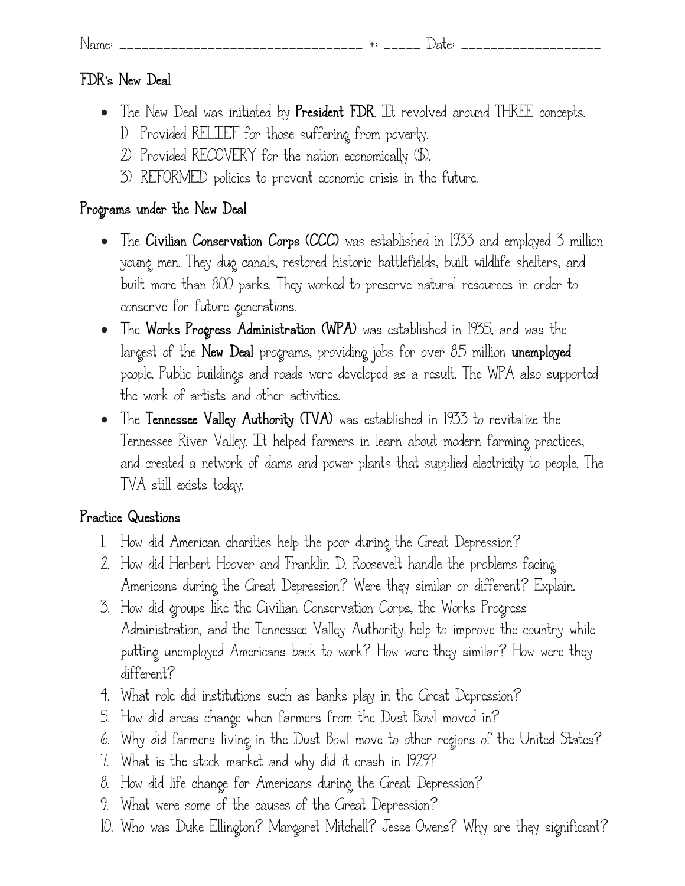Name: ______________________________ #: _____ Date: __________________

## FDR's New Deal

- The New Deal was initiated by **President FDR**. It revolved around THREE concepts.
  1) Provided RELIEF for those suffering from poverty.
  2) Provided RECOVERY for the nation economically ($).
  3) REFORMED policies to prevent economic crisis in the future.

## Programs under the New Deal

- The **Civilian Conservation Corps (CCC)** was established in 1933 and employed 3 million young men. They dug canals, restored historic battlefields, built wildlife shelters, and built more than 800 parks. They worked to preserve natural resources in order to conserve for future generations.
- The **Works Progress Administration (WPA)** was established in 1935, and was the largest of the **New Deal** programs, providing jobs for over 8.5 million **unemployed** people. Public buildings and roads were developed as a result. The WPA also supported the work of artists and other activities.
- The **Tennessee Valley Authority (TVA)** was established in 1933 to revitalize the Tennessee River Valley. It helped farmers in learn about modern farming practices, and created a network of dams and power plants that supplied electricity to people. The TVA still exists today.

## Practice Questions

1. How did American charities help the poor during the Great Depression?
2. How did Herbert Hoover and Franklin D. Roosevelt handle the problems facing Americans during the Great Depression? Were they similar or different? Explain.
3. How did groups like the Civilian Conservation Corps, the Works Progress Administration, and the Tennessee Valley Authority help to improve the country while putting unemployed Americans back to work? How were they similar? How were they different?
4. What role did institutions such as banks play in the Great Depression?
5. How did areas change when farmers from the Dust Bowl moved in?
6. Why did farmers living in the Dust Bowl move to other regions of the United States?
7. What is the stock market and why did it crash in 1929?
8. How did life change for Americans during the Great Depression?
9. What were some of the causes of the Great Depression?
10. Who was Duke Ellington? Margaret Mitchell? Jesse Owens? Why are they significant?